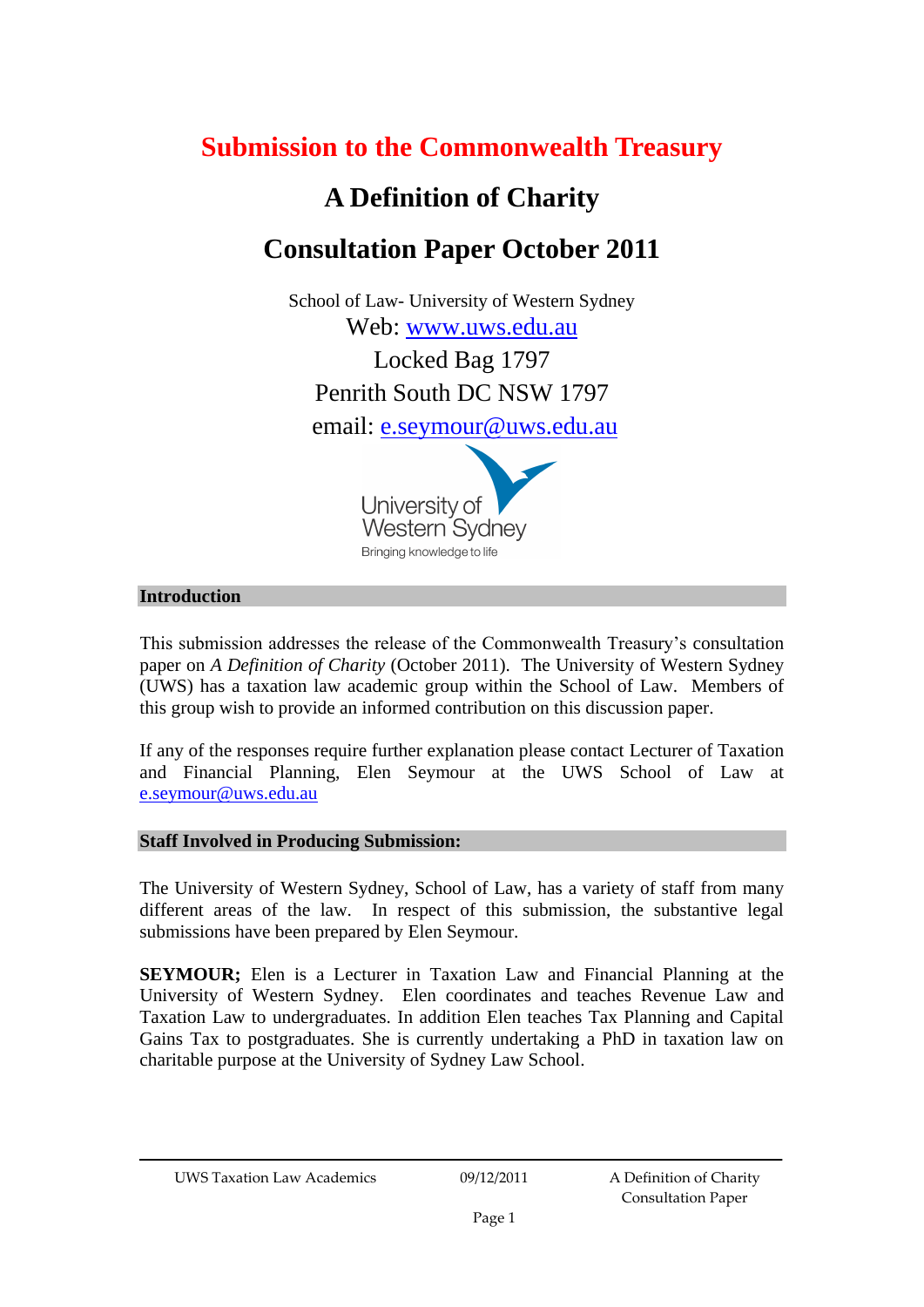# Submission to the Commonwealth Treasury

## A Definition of Charity

## Consultation Paper October 2011

School of Law- University of Western Sydney
Web: www.uws.edu.au
Locked Bag 1797
Penrith South DC NSW 1797
email: e.seymour@uws.edu.au

University of Western Sydney
Bringing knowledge to life

### Introduction

This submission addresses the release of the Commonwealth Treasury's consultation paper on *A Definition of Charity* (October 2011). The University of Western Sydney (UWS) has a taxation law academic group within the School of Law. Members of this group wish to provide an informed contribution on this discussion paper.

If any of the responses require further explanation please contact Lecturer of Taxation and Financial Planning, Elen Seymour at the UWS School of Law at e.seymour@uws.edu.au

### Staff Involved in Producing Submission:

The University of Western Sydney, School of Law, has a variety of staff from many different areas of the law. In respect of this submission, the substantive legal submissions have been prepared by Elen Seymour.

**SEYMOUR;** Elen is a Lecturer in Taxation Law and Financial Planning at the University of Western Sydney. Elen coordinates and teaches Revenue Law and Taxation Law to undergraduates. In addition Elen teaches Tax Planning and Capital Gains Tax to postgraduates. She is currently undertaking a PhD in taxation law on charitable purpose at the University of Sydney Law School.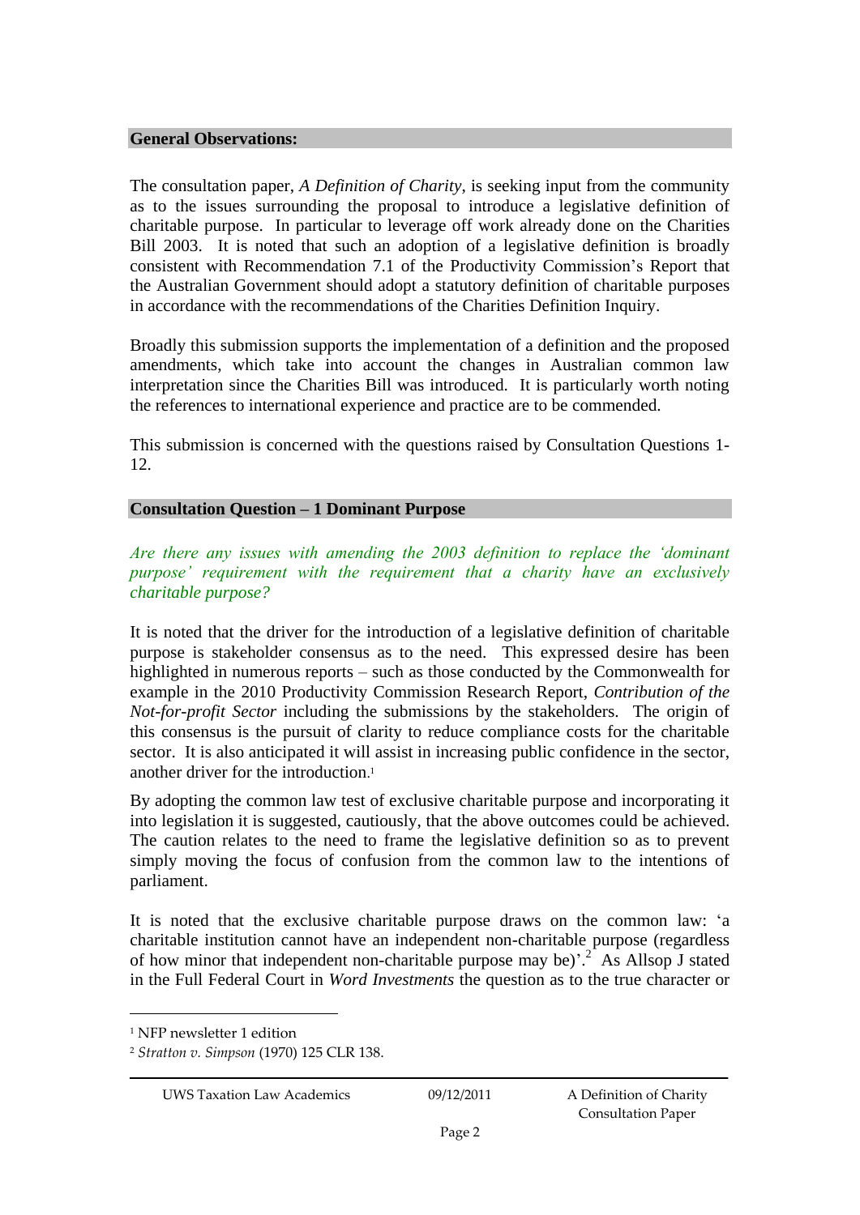## General Observations:

The consultation paper, *A Definition of Charity*, is seeking input from the community as to the issues surrounding the proposal to introduce a legislative definition of charitable purpose. In particular to leverage off work already done on the Charities Bill 2003. It is noted that such an adoption of a legislative definition is broadly consistent with Recommendation 7.1 of the Productivity Commission's Report that the Australian Government should adopt a statutory definition of charitable purposes in accordance with the recommendations of the Charities Definition Inquiry.

Broadly this submission supports the implementation of a definition and the proposed amendments, which take into account the changes in Australian common law interpretation since the Charities Bill was introduced. It is particularly worth noting the references to international experience and practice are to be commended.

This submission is concerned with the questions raised by Consultation Questions 1-12.

## Consultation Question – 1 Dominant Purpose

*Are there any issues with amending the 2003 definition to replace the 'dominant purpose' requirement with the requirement that a charity have an exclusively charitable purpose?*

It is noted that the driver for the introduction of a legislative definition of charitable purpose is stakeholder consensus as to the need. This expressed desire has been highlighted in numerous reports – such as those conducted by the Commonwealth for example in the 2010 Productivity Commission Research Report, *Contribution of the Not-for-profit Sector* including the submissions by the stakeholders. The origin of this consensus is the pursuit of clarity to reduce compliance costs for the charitable sector. It is also anticipated it will assist in increasing public confidence in the sector, another driver for the introduction.[1]

By adopting the common law test of exclusive charitable purpose and incorporating it into legislation it is suggested, cautiously, that the above outcomes could be achieved. The caution relates to the need to frame the legislative definition so as to prevent simply moving the focus of confusion from the common law to the intentions of parliament.

It is noted that the exclusive charitable purpose draws on the common law: 'a charitable institution cannot have an independent non-charitable purpose (regardless of how minor that independent non-charitable purpose may be)'.[2] As Allsop J stated in the Full Federal Court in *Word Investments* the question as to the true character or

---

[1] NFP newsletter 1 edition

[2] *Stratton v. Simpson* (1970) 125 CLR 138.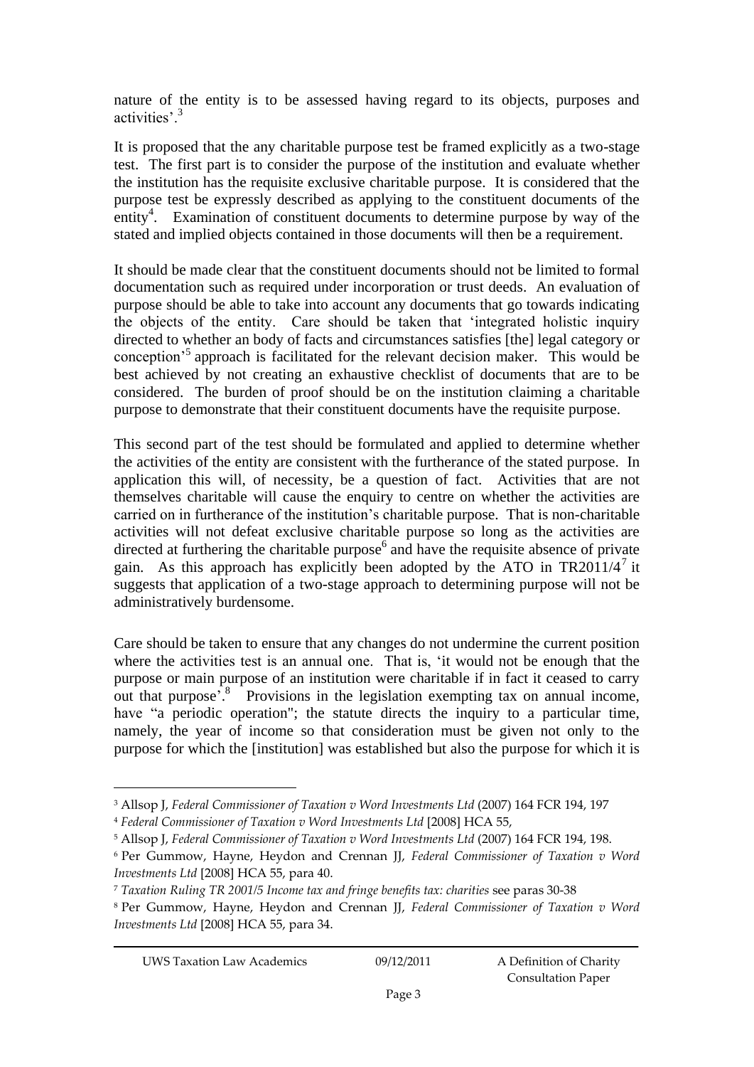nature of the entity is to be assessed having regard to its objects, purposes and activities'.[3]

It is proposed that the any charitable purpose test be framed explicitly as a two-stage test. The first part is to consider the purpose of the institution and evaluate whether the institution has the requisite exclusive charitable purpose. It is considered that the purpose test be expressly described as applying to the constituent documents of the entity[4]. Examination of constituent documents to determine purpose by way of the stated and implied objects contained in those documents will then be a requirement.

It should be made clear that the constituent documents should not be limited to formal documentation such as required under incorporation or trust deeds. An evaluation of purpose should be able to take into account any documents that go towards indicating the objects of the entity. Care should be taken that 'integrated holistic inquiry directed to whether an body of facts and circumstances satisfies [the] legal category or conception'[5] approach is facilitated for the relevant decision maker. This would be best achieved by not creating an exhaustive checklist of documents that are to be considered. The burden of proof should be on the institution claiming a charitable purpose to demonstrate that their constituent documents have the requisite purpose.

This second part of the test should be formulated and applied to determine whether the activities of the entity are consistent with the furtherance of the stated purpose. In application this will, of necessity, be a question of fact. Activities that are not themselves charitable will cause the enquiry to centre on whether the activities are carried on in furtherance of the institution's charitable purpose. That is non-charitable activities will not defeat exclusive charitable purpose so long as the activities are directed at furthering the charitable purpose[6] and have the requisite absence of private gain. As this approach has explicitly been adopted by the ATO in TR2011/4[7] it suggests that application of a two-stage approach to determining purpose will not be administratively burdensome.

Care should be taken to ensure that any changes do not undermine the current position where the activities test is an annual one. That is, 'it would not be enough that the purpose or main purpose of an institution were charitable if in fact it ceased to carry out that purpose'.[8] Provisions in the legislation exempting tax on annual income, have "a periodic operation"; the statute directs the inquiry to a particular time, namely, the year of income so that consideration must be given not only to the purpose for which the [institution] was established but also the purpose for which it is

---

[3] Allsop J, *Federal Commissioner of Taxation v Word Investments Ltd* (2007) 164 FCR 194, 197

[4] *Federal Commissioner of Taxation v Word Investments Ltd* [2008] HCA 55,

[5] Allsop J, *Federal Commissioner of Taxation v Word Investments Ltd* (2007) 164 FCR 194, 198.

[6] Per Gummow, Hayne, Heydon and Crennan JJ, *Federal Commissioner of Taxation v Word Investments Ltd* [2008] HCA 55, para 40.

[7] *Taxation Ruling TR 2001/5 Income tax and fringe benefits tax: charities* see paras 30-38

[8] Per Gummow, Hayne, Heydon and Crennan JJ, *Federal Commissioner of Taxation v Word Investments Ltd* [2008] HCA 55, para 34.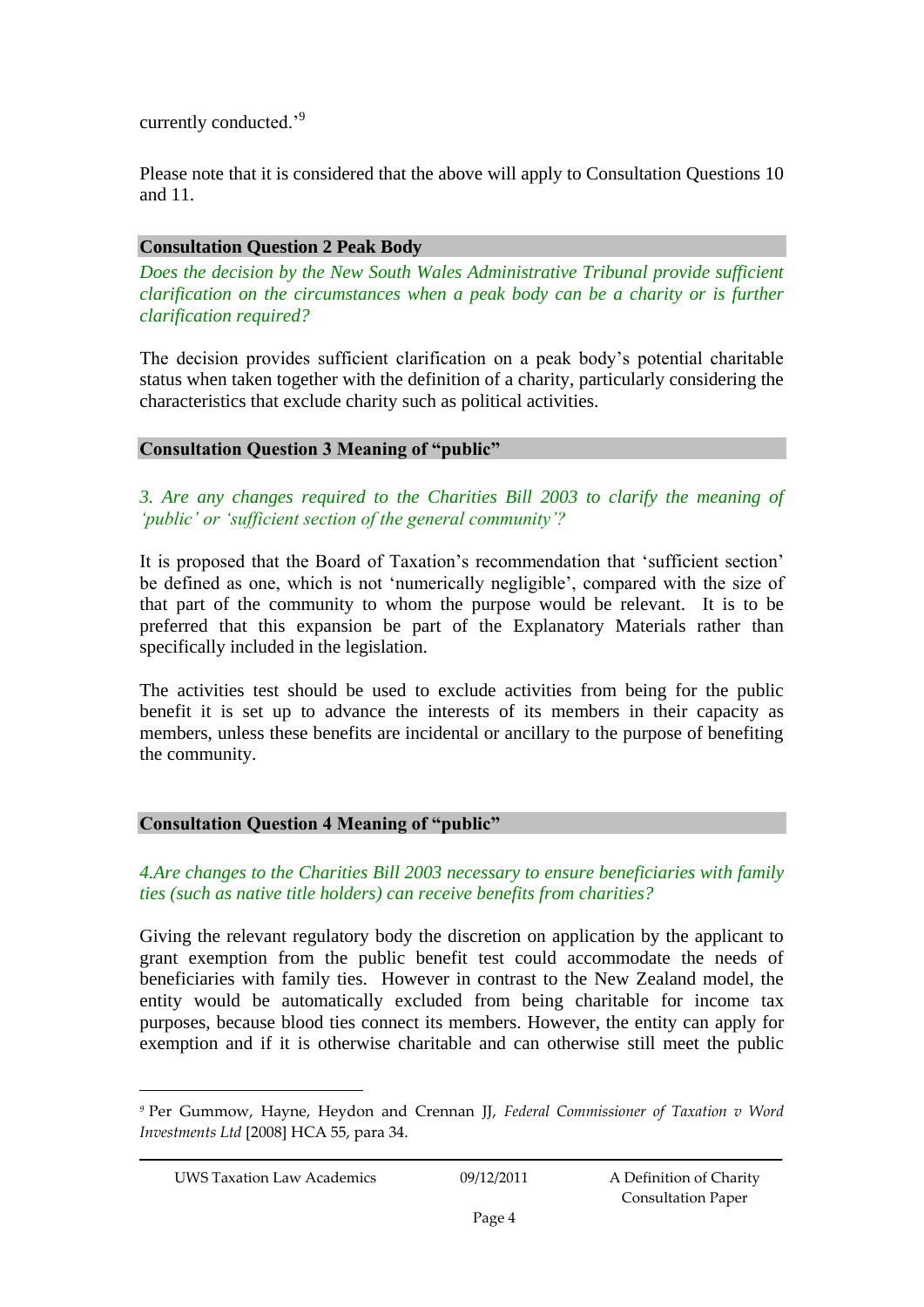currently conducted.'[9]

Please note that it is considered that the above will apply to Consultation Questions 10 and 11.

### Consultation Question 2 Peak Body

*Does the decision by the New South Wales Administrative Tribunal provide sufficient clarification on the circumstances when a peak body can be a charity or is further clarification required?*

The decision provides sufficient clarification on a peak body's potential charitable status when taken together with the definition of a charity, particularly considering the characteristics that exclude charity such as political activities.

### Consultation Question 3 Meaning of "public"

*3. Are any changes required to the Charities Bill 2003 to clarify the meaning of 'public' or 'sufficient section of the general community'?*

It is proposed that the Board of Taxation's recommendation that 'sufficient section' be defined as one, which is not 'numerically negligible', compared with the size of that part of the community to whom the purpose would be relevant. It is to be preferred that this expansion be part of the Explanatory Materials rather than specifically included in the legislation.

The activities test should be used to exclude activities from being for the public benefit it is set up to advance the interests of its members in their capacity as members, unless these benefits are incidental or ancillary to the purpose of benefiting the community.

### Consultation Question 4 Meaning of "public"

*4.Are changes to the Charities Bill 2003 necessary to ensure beneficiaries with family ties (such as native title holders) can receive benefits from charities?*

Giving the relevant regulatory body the discretion on application by the applicant to grant exemption from the public benefit test could accommodate the needs of beneficiaries with family ties. However in contrast to the New Zealand model, the entity would be automatically excluded from being charitable for income tax purposes, because blood ties connect its members. However, the entity can apply for exemption and if it is otherwise charitable and can otherwise still meet the public

---

[9] Per Gummow, Hayne, Heydon and Crennan JJ, *Federal Commissioner of Taxation v Word Investments Ltd* [2008] HCA 55, para 34.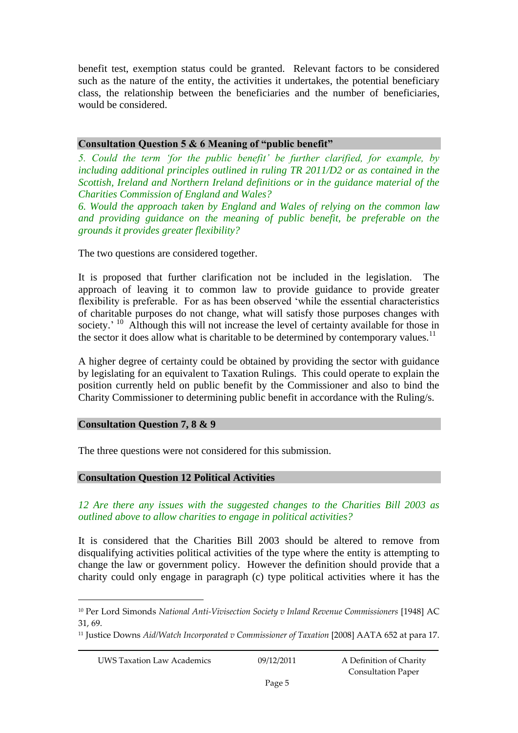benefit test, exemption status could be granted. Relevant factors to be considered such as the nature of the entity, the activities it undertakes, the potential beneficiary class, the relationship between the beneficiaries and the number of beneficiaries, would be considered.

## Consultation Question 5 & 6 Meaning of "public benefit"

*5. Could the term 'for the public benefit' be further clarified, for example, by including additional principles outlined in ruling TR 2011/D2 or as contained in the Scottish, Ireland and Northern Ireland definitions or in the guidance material of the Charities Commission of England and Wales?*

*6. Would the approach taken by England and Wales of relying on the common law and providing guidance on the meaning of public benefit, be preferable on the grounds it provides greater flexibility?*

The two questions are considered together.

It is proposed that further clarification not be included in the legislation. The approach of leaving it to common law to provide guidance to provide greater flexibility is preferable. For as has been observed 'while the essential characteristics of charitable purposes do not change, what will satisfy those purposes changes with society.' [10] Although this will not increase the level of certainty available for those in the sector it does allow what is charitable to be determined by contemporary values.[11]

A higher degree of certainty could be obtained by providing the sector with guidance by legislating for an equivalent to Taxation Rulings. This could operate to explain the position currently held on public benefit by the Commissioner and also to bind the Charity Commissioner to determining public benefit in accordance with the Ruling/s.

## Consultation Question 7, 8 & 9

The three questions were not considered for this submission.

## Consultation Question 12 Political Activities

*12 Are there any issues with the suggested changes to the Charities Bill 2003 as outlined above to allow charities to engage in political activities?*

It is considered that the Charities Bill 2003 should be altered to remove from disqualifying activities political activities of the type where the entity is attempting to change the law or government policy. However the definition should provide that a charity could only engage in paragraph (c) type political activities where it has the

---

[10] Per Lord Simonds *National Anti-Vivisection Society v Inland Revenue Commissioners* [1948] AC 31, 69.

[11] Justice Downs *Aid/Watch Incorporated v Commissioner of Taxation* [2008] AATA 652 at para 17.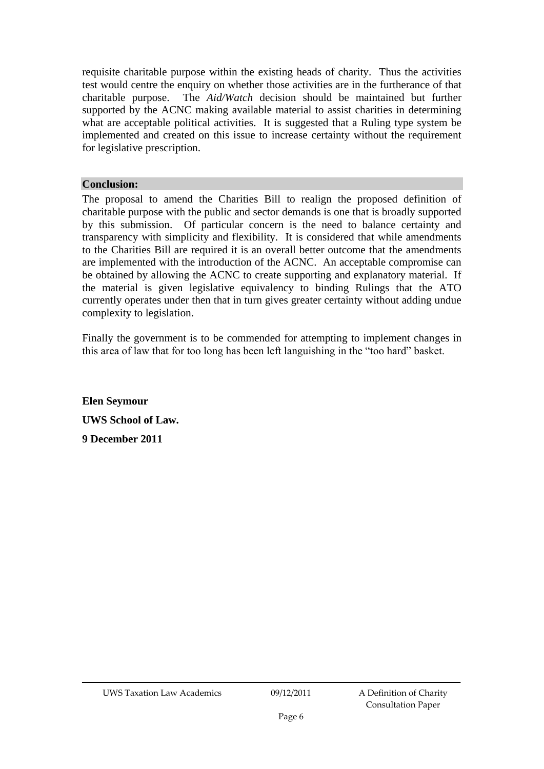requisite charitable purpose within the existing heads of charity. Thus the activities test would centre the enquiry on whether those activities are in the furtherance of that charitable purpose. The *Aid/Watch* decision should be maintained but further supported by the ACNC making available material to assist charities in determining what are acceptable political activities. It is suggested that a Ruling type system be implemented and created on this issue to increase certainty without the requirement for legislative prescription.

## Conclusion:

The proposal to amend the Charities Bill to realign the proposed definition of charitable purpose with the public and sector demands is one that is broadly supported by this submission. Of particular concern is the need to balance certainty and transparency with simplicity and flexibility. It is considered that while amendments to the Charities Bill are required it is an overall better outcome that the amendments are implemented with the introduction of the ACNC. An acceptable compromise can be obtained by allowing the ACNC to create supporting and explanatory material. If the material is given legislative equivalency to binding Rulings that the ATO currently operates under then that in turn gives greater certainty without adding undue complexity to legislation.

Finally the government is to be commended for attempting to implement changes in this area of law that for too long has been left languishing in the "too hard" basket.

**Elen Seymour**

**UWS School of Law.**

**9 December 2011**